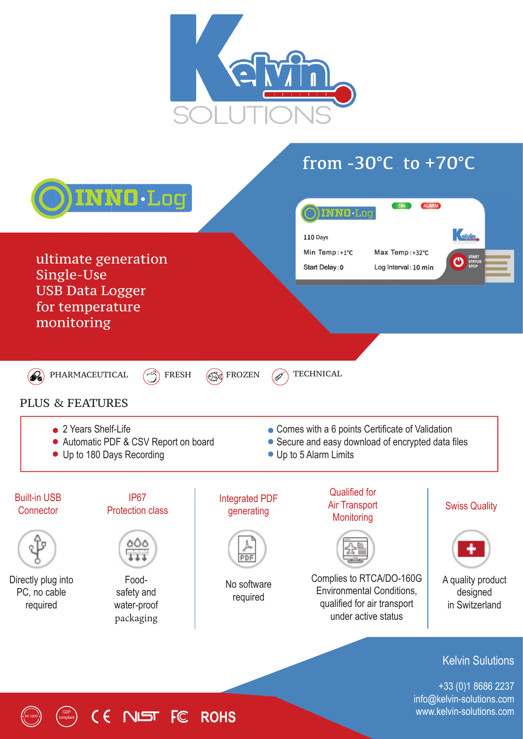# Kelvin SOLUTIONS

## INNO·Log

from -30°C to +70°C

ultimate generation
Single-Use
USB Data Logger
for temperature
monitoring

INNO·Log

ON ALARM

110 Days

Min Temp : +1°C
Max Temp : +32°C

Start Delay : 0
Log Interval : 10 min

START
STATUS
STOP

PHARMACEUTICAL | FRESH | FROZEN | TECHNICAL

## PLUS & FEATURES

- 2 Years Shelf-Life
- Automatic PDF & CSV Report on board
- Up to 180 Days Recording
- Comes with a 6 points Certificate of Validation
- Secure and easy download of encrypted data files
- Up to 5 Alarm Limits

**Built-in USB Connector**
Directly plug into PC, no cable required

**IP67 Protection class**
Food-safety and water-proof packaging

**Integrated PDF generating**
No software required

**Qualified for Air Transport Monitoring**
Complies to RTCA/DO-160G Environmental Conditions, qualified for air transport under active status

**Swiss Quality**
A quality product designed in Switzerland

Kelvin Sulutions

+33 (0)1 8686 2237
info@kelvin-solutions.com
www.kelvin-solutions.com

EN 12830 | GDP compliant | CE | NIST | FC | ROHS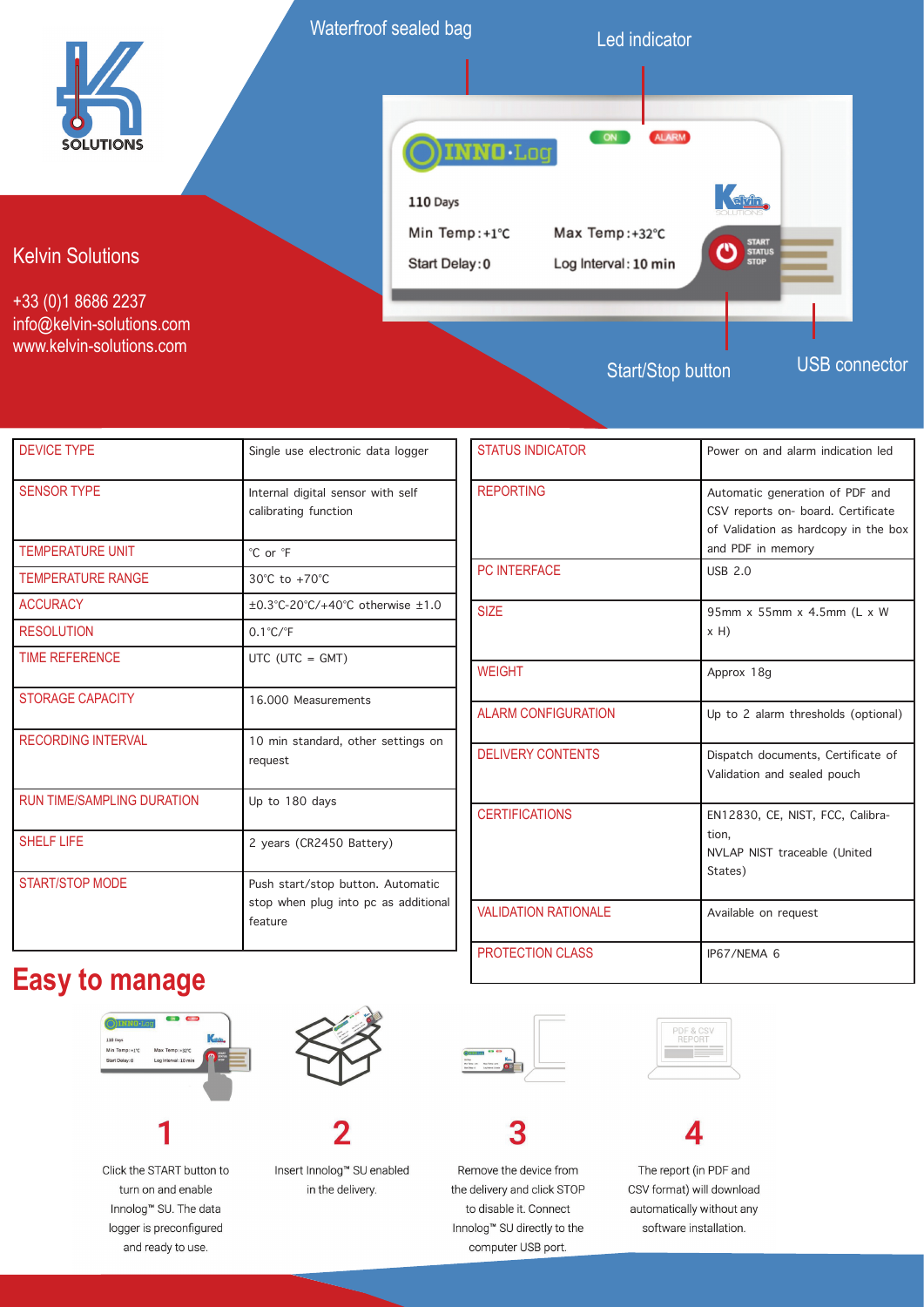Kelvin Solutions

+33 (0)1 8686 2237
info@kelvin-solutions.com
www.kelvin-solutions.com

Waterfroof sealed bag

Led indicator

Start/Stop button

USB connector

| | |
|---|---|
| DEVICE TYPE | Single use electronic data logger |
| SENSOR TYPE | Internal digital sensor with self calibrating function |
| TEMPERATURE UNIT | °C or °F |
| TEMPERATURE RANGE | 30°C to +70°C |
| ACCURACY | ±0.3°C-20°C/+40°C otherwise ±1.0 |
| RESOLUTION | 0.1°C/°F |
| TIME REFERENCE | UTC (UTC = GMT) |
| STORAGE CAPACITY | 16.000 Measurements |
| RECORDING INTERVAL | 10 min standard, other settings on request |
| RUN TIME/SAMPLING DURATION | Up to 180 days |
| SHELF LIFE | 2 years (CR2450 Battery) |
| START/STOP MODE | Push start/stop button. Automatic stop when plug into pc as additional feature |

| | |
|---|---|
| STATUS INDICATOR | Power on and alarm indication led |
| REPORTING | Automatic generation of PDF and CSV reports on- board. Certificate of Validation as hardcopy in the box and PDF in memory |
| PC INTERFACE | USB 2.0 |
| SIZE | 95mm x 55mm x 4.5mm (L x W x H) |
| WEIGHT | Approx 18g |
| ALARM CONFIGURATION | Up to 2 alarm thresholds (optional) |
| DELIVERY CONTENTS | Dispatch documents, Certificate of Validation and sealed pouch |
| CERTIFICATIONS | EN12830, CE, NIST, FCC, Calibration, NVLAP NIST traceable (United States) |
| VALIDATION RATIONALE | Available on request |
| PROTECTION CLASS | IP67/NEMA 6 |

# Easy to manage

**1**

Click the START button to turn on and enable Innolog™ SU. The data logger is preconfigured and ready to use.

**2**

Insert Innolog™ SU enabled in the delivery.

**3**

Remove the device from the delivery and click STOP to disable it. Connect Innolog™ SU directly to the computer USB port.

**4**

The report (in PDF and CSV format) will download automatically without any software installation.